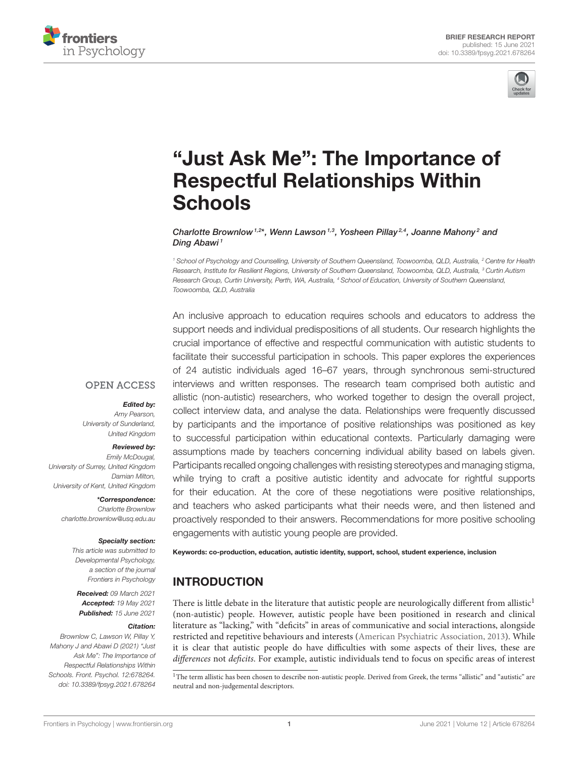BRIEF RESEARCH REPORT
published: 15 June 2021
doi: 10.3389/fpsyg.2021.678264

# "Just Ask Me": The Importance of Respectful Relationships Within Schools

*Charlotte Brownlow[1,2]*, Wenn Lawson[1,3], Yosheen Pillay[2,4], Joanne Mahony[2] and Ding Abawi[1]*

[1] School of Psychology and Counselling, University of Southern Queensland, Toowoomba, QLD, Australia, [2] Centre for Health Research, Institute for Resilient Regions, University of Southern Queensland, Toowoomba, QLD, Australia, [3] Curtin Autism Research Group, Curtin University, Perth, WA, Australia, [4] School of Education, University of Southern Queensland, Toowoomba, QLD, Australia

OPEN ACCESS

***Edited by:***
Amy Pearson,
University of Sunderland,
United Kingdom

***Reviewed by:***
Emily McDougal,
University of Surrey, United Kingdom
Damian Milton,
University of Kent, United Kingdom

***\*Correspondence:***
Charlotte Brownlow
charlotte.brownlow@usq.edu.au

***Specialty section:***
This article was submitted to
Developmental Psychology,
a section of the journal
Frontiers in Psychology

***Received:*** 09 March 2021
***Accepted:*** 19 May 2021
***Published:*** 15 June 2021

***Citation:***
Brownlow C, Lawson W, Pillay Y, Mahony J and Abawi D (2021) "Just Ask Me": The Importance of Respectful Relationships Within Schools. Front. Psychol. 12:678264. doi: 10.3389/fpsyg.2021.678264

An inclusive approach to education requires schools and educators to address the support needs and individual predispositions of all students. Our research highlights the crucial importance of effective and respectful communication with autistic students to facilitate their successful participation in schools. This paper explores the experiences of 24 autistic individuals aged 16–67 years, through synchronous semi-structured interviews and written responses. The research team comprised both autistic and allistic (non-autistic) researchers, who worked together to design the overall project, collect interview data, and analyse the data. Relationships were frequently discussed by participants and the importance of positive relationships was positioned as key to successful participation within educational contexts. Particularly damaging were assumptions made by teachers concerning individual ability based on labels given. Participants recalled ongoing challenges with resisting stereotypes and managing stigma, while trying to craft a positive autistic identity and advocate for rightful supports for their education. At the core of these negotiations were positive relationships, and teachers who asked participants what their needs were, and then listened and proactively responded to their answers. Recommendations for more positive schooling engagements with autistic young people are provided.

**Keywords: co-production, education, autistic identity, support, school, student experience, inclusion**

## INTRODUCTION

There is little debate in the literature that autistic people are neurologically different from allistic[1] (non-autistic) people. However, autistic people have been positioned in research and clinical literature as "lacking," with "deficits" in areas of communicative and social interactions, alongside restricted and repetitive behaviours and interests (American Psychiatric Association, 2013). While it is clear that autistic people do have difficulties with some aspects of their lives, these are *differences* not *deficits*. For example, autistic individuals tend to focus on specific areas of interest

[1] The term allistic has been chosen to describe non-autistic people. Derived from Greek, the terms "allistic" and "autistic" are neutral and non-judgemental descriptors.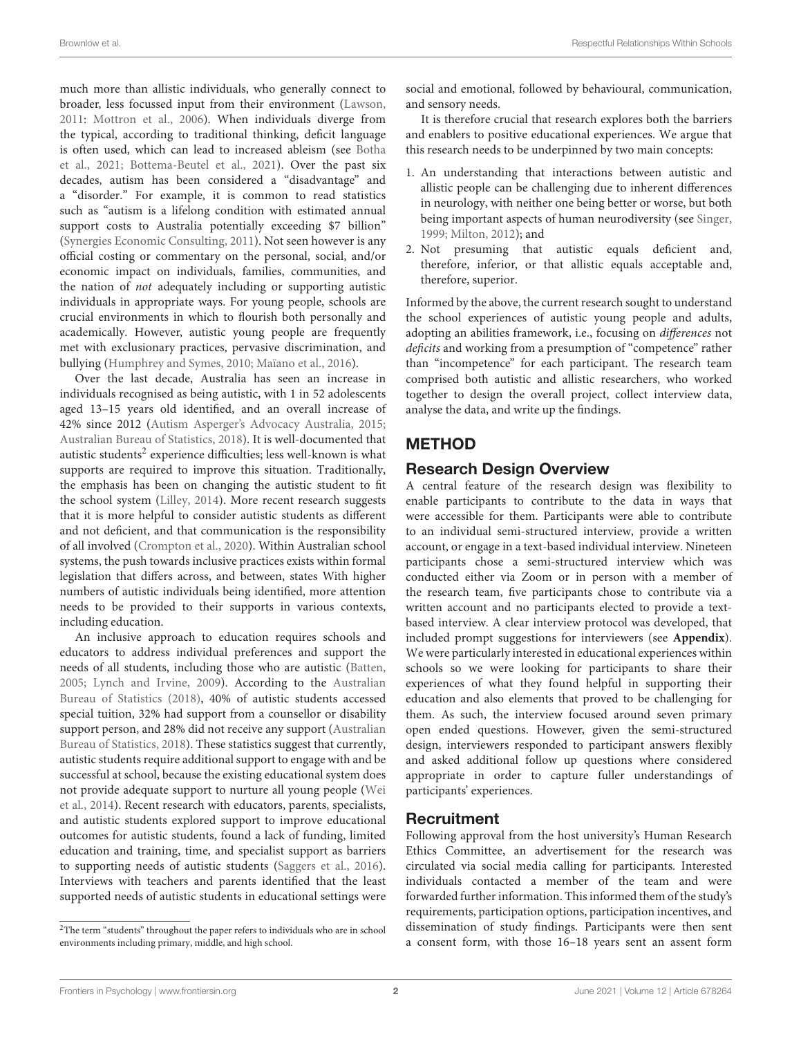much more than allistic individuals, who generally connect to broader, less focussed input from their environment (Lawson, 2011: Mottron et al., 2006). When individuals diverge from the typical, according to traditional thinking, deficit language is often used, which can lead to increased ableism (see Botha et al., 2021; Bottema-Beutel et al., 2021). Over the past six decades, autism has been considered a "disadvantage" and a "disorder." For example, it is common to read statistics such as "autism is a lifelong condition with estimated annual support costs to Australia potentially exceeding $7 billion" (Synergies Economic Consulting, 2011). Not seen however is any official costing or commentary on the personal, social, and/or economic impact on individuals, families, communities, and the nation of *not* adequately including or supporting autistic individuals in appropriate ways. For young people, schools are crucial environments in which to flourish both personally and academically. However, autistic young people are frequently met with exclusionary practices, pervasive discrimination, and bullying (Humphrey and Symes, 2010; Maïano et al., 2016).

Over the last decade, Australia has seen an increase in individuals recognised as being autistic, with 1 in 52 adolescents aged 13–15 years old identified, and an overall increase of 42% since 2012 (Autism Asperger's Advocacy Australia, 2015; Australian Bureau of Statistics, 2018). It is well-documented that autistic students[2] experience difficulties; less well-known is what supports are required to improve this situation. Traditionally, the emphasis has been on changing the autistic student to fit the school system (Lilley, 2014). More recent research suggests that it is more helpful to consider autistic students as different and not deficient, and that communication is the responsibility of all involved (Crompton et al., 2020). Within Australian school systems, the push towards inclusive practices exists within formal legislation that differs across, and between, states With higher numbers of autistic individuals being identified, more attention needs to be provided to their supports in various contexts, including education.

An inclusive approach to education requires schools and educators to address individual preferences and support the needs of all students, including those who are autistic (Batten, 2005; Lynch and Irvine, 2009). According to the Australian Bureau of Statistics (2018), 40% of autistic students accessed special tuition, 32% had support from a counsellor or disability support person, and 28% did not receive any support (Australian Bureau of Statistics, 2018). These statistics suggest that currently, autistic students require additional support to engage with and be successful at school, because the existing educational system does not provide adequate support to nurture all young people (Wei et al., 2014). Recent research with educators, parents, specialists, and autistic students explored support to improve educational outcomes for autistic students, found a lack of funding, limited education and training, time, and specialist support as barriers to supporting needs of autistic students (Saggers et al., 2016). Interviews with teachers and parents identified that the least supported needs of autistic students in educational settings were social and emotional, followed by behavioural, communication, and sensory needs.

It is therefore crucial that research explores both the barriers and enablers to positive educational experiences. We argue that this research needs to be underpinned by two main concepts:

1. An understanding that interactions between autistic and allistic people can be challenging due to inherent differences in neurology, with neither one being better or worse, but both being important aspects of human neurodiversity (see Singer, 1999; Milton, 2012); and
2. Not presuming that autistic equals deficient and, therefore, inferior, or that allistic equals acceptable and, therefore, superior.

Informed by the above, the current research sought to understand the school experiences of autistic young people and adults, adopting an abilities framework, i.e., focusing on *differences* not *deficits* and working from a presumption of "competence" rather than "incompetence" for each participant. The research team comprised both autistic and allistic researchers, who worked together to design the overall project, collect interview data, analyse the data, and write up the findings.

## METHOD

### Research Design Overview

A central feature of the research design was flexibility to enable participants to contribute to the data in ways that were accessible for them. Participants were able to contribute to an individual semi-structured interview, provide a written account, or engage in a text-based individual interview. Nineteen participants chose a semi-structured interview which was conducted either via Zoom or in person with a member of the research team, five participants chose to contribute via a written account and no participants elected to provide a text-based interview. A clear interview protocol was developed, that included prompt suggestions for interviewers (see **Appendix**). We were particularly interested in educational experiences within schools so we were looking for participants to share their experiences of what they found helpful in supporting their education and also elements that proved to be challenging for them. As such, the interview focused around seven primary open ended questions. However, given the semi-structured design, interviewers responded to participant answers flexibly and asked additional follow up questions where considered appropriate in order to capture fuller understandings of participants' experiences.

### Recruitment

Following approval from the host university's Human Research Ethics Committee, an advertisement for the research was circulated via social media calling for participants. Interested individuals contacted a member of the team and were forwarded further information. This informed them of the study's requirements, participation options, participation incentives, and dissemination of study findings. Participants were then sent a consent form, with those 16–18 years sent an assent form

[2]The term "students" throughout the paper refers to individuals who are in school environments including primary, middle, and high school.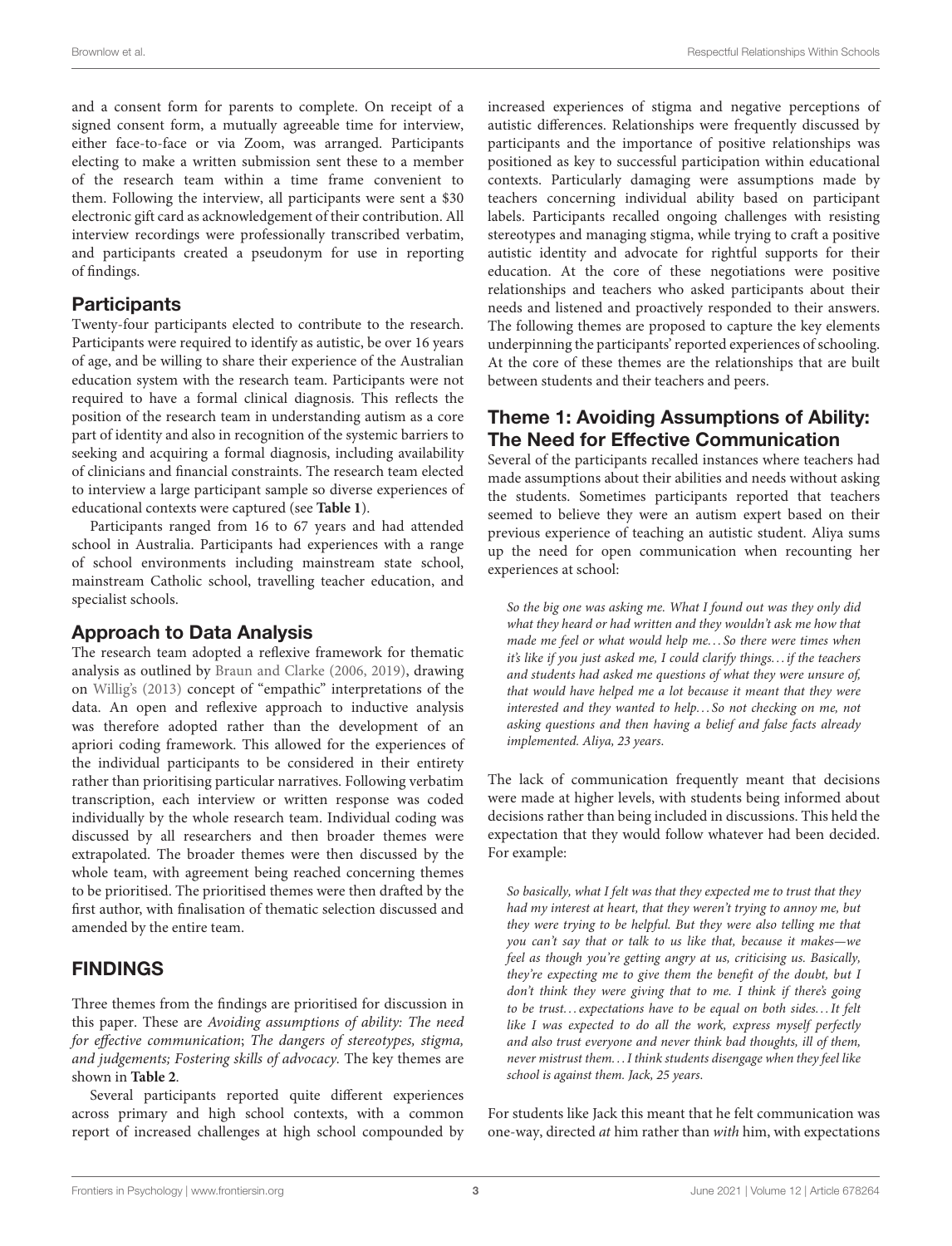and a consent form for parents to complete. On receipt of a signed consent form, a mutually agreeable time for interview, either face-to-face or via Zoom, was arranged. Participants electing to make a written submission sent these to a member of the research team within a time frame convenient to them. Following the interview, all participants were sent a $30 electronic gift card as acknowledgement of their contribution. All interview recordings were professionally transcribed verbatim, and participants created a pseudonym for use in reporting of findings.

## Participants

Twenty-four participants elected to contribute to the research. Participants were required to identify as autistic, be over 16 years of age, and be willing to share their experience of the Australian education system with the research team. Participants were not required to have a formal clinical diagnosis. This reflects the position of the research team in understanding autism as a core part of identity and also in recognition of the systemic barriers to seeking and acquiring a formal diagnosis, including availability of clinicians and financial constraints. The research team elected to interview a large participant sample so diverse experiences of educational contexts were captured (see **Table 1**).

Participants ranged from 16 to 67 years and had attended school in Australia. Participants had experiences with a range of school environments including mainstream state school, mainstream Catholic school, travelling teacher education, and specialist schools.

## Approach to Data Analysis

The research team adopted a reflexive framework for thematic analysis as outlined by Braun and Clarke (2006, 2019), drawing on Willig's (2013) concept of "empathic" interpretations of the data. An open and reflexive approach to inductive analysis was therefore adopted rather than the development of an apriori coding framework. This allowed for the experiences of the individual participants to be considered in their entirety rather than prioritising particular narratives. Following verbatim transcription, each interview or written response was coded individually by the whole research team. Individual coding was discussed by all researchers and then broader themes were extrapolated. The broader themes were then discussed by the whole team, with agreement being reached concerning themes to be prioritised. The prioritised themes were then drafted by the first author, with finalisation of thematic selection discussed and amended by the entire team.

# FINDINGS

Three themes from the findings are prioritised for discussion in this paper. These are *Avoiding assumptions of ability: The need for effective communication*; *The dangers of stereotypes, stigma, and judgements; Fostering skills of advocacy.* The key themes are shown in **Table 2**.

Several participants reported quite different experiences across primary and high school contexts, with a common report of increased challenges at high school compounded by increased experiences of stigma and negative perceptions of autistic differences. Relationships were frequently discussed by participants and the importance of positive relationships was positioned as key to successful participation within educational contexts. Particularly damaging were assumptions made by teachers concerning individual ability based on participant labels. Participants recalled ongoing challenges with resisting stereotypes and managing stigma, while trying to craft a positive autistic identity and advocate for rightful supports for their education. At the core of these negotiations were positive relationships and teachers who asked participants about their needs and listened and proactively responded to their answers. The following themes are proposed to capture the key elements underpinning the participants' reported experiences of schooling. At the core of these themes are the relationships that are built between students and their teachers and peers.

## Theme 1: Avoiding Assumptions of Ability: The Need for Effective Communication

Several of the participants recalled instances where teachers had made assumptions about their abilities and needs without asking the students. Sometimes participants reported that teachers seemed to believe they were an autism expert based on their previous experience of teaching an autistic student. Aliya sums up the need for open communication when recounting her experiences at school:

> *So the big one was asking me. What I found out was they only did what they heard or had written and they wouldn't ask me how that made me feel or what would help me… So there were times when it's like if you just asked me, I could clarify things… if the teachers and students had asked me questions of what they were unsure of, that would have helped me a lot because it meant that they were interested and they wanted to help… So not checking on me, not asking questions and then having a belief and false facts already implemented. Aliya, 23 years.*

The lack of communication frequently meant that decisions were made at higher levels, with students being informed about decisions rather than being included in discussions. This held the expectation that they would follow whatever had been decided. For example:

> *So basically, what I felt was that they expected me to trust that they had my interest at heart, that they weren't trying to annoy me, but they were trying to be helpful. But they were also telling me that you can't say that or talk to us like that, because it makes—we feel as though you're getting angry at us, criticising us. Basically, they're expecting me to give them the benefit of the doubt, but I don't think they were giving that to me. I think if there's going to be trust… expectations have to be equal on both sides… It felt like I was expected to do all the work, express myself perfectly and also trust everyone and never think bad thoughts, ill of them, never mistrust them… I think students disengage when they feel like school is against them. Jack, 25 years.*

For students like Jack this meant that he felt communication was one-way, directed *at* him rather than *with* him, with expectations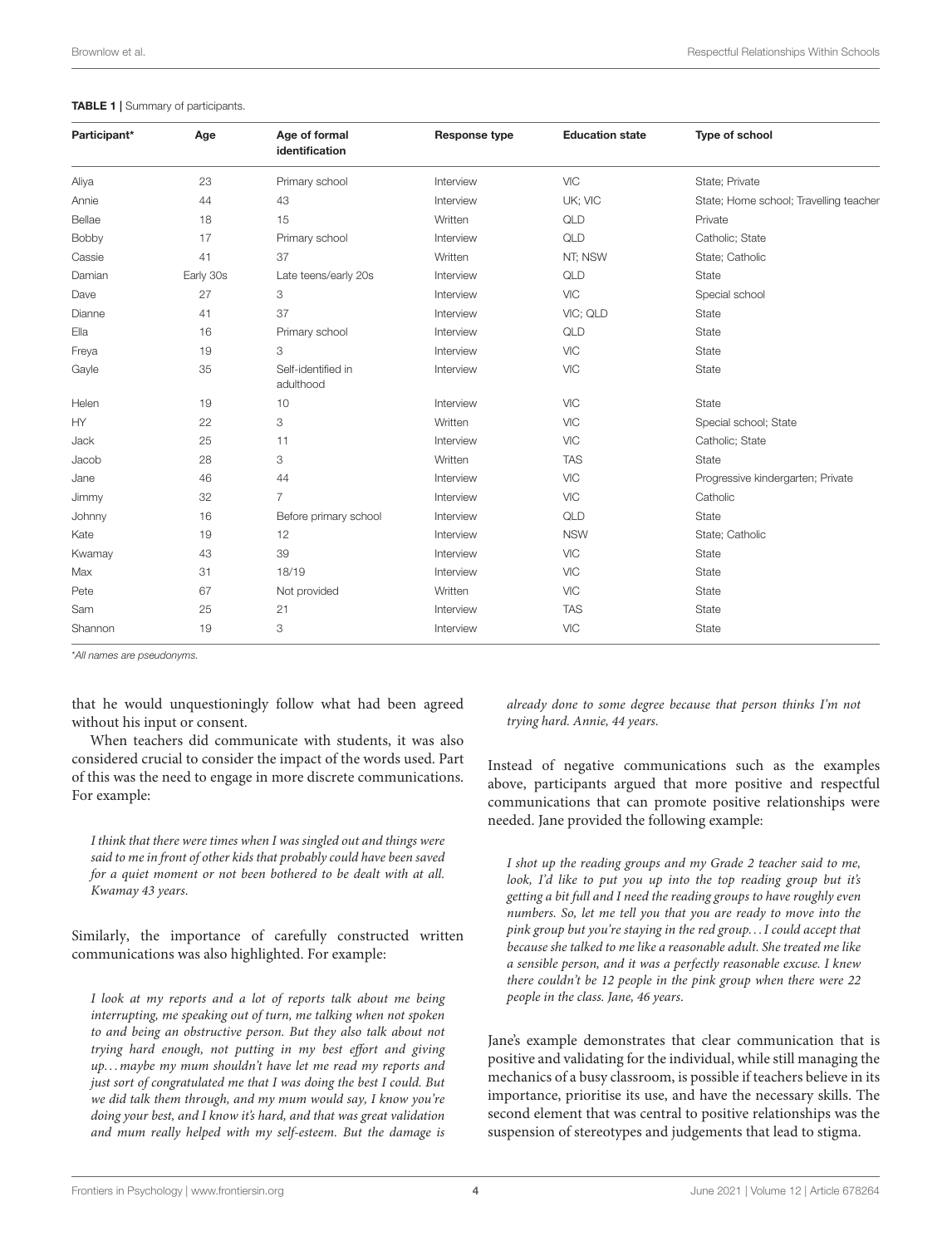**TABLE 1 |** Summary of participants.

| Participant* | Age | Age of formal identification | Response type | Education state | Type of school |
|---|---|---|---|---|---|
| Aliya | 23 | Primary school | Interview | VIC | State; Private |
| Annie | 44 | 43 | Interview | UK; VIC | State; Home school; Travelling teacher |
| Bellae | 18 | 15 | Written | QLD | Private |
| Bobby | 17 | Primary school | Interview | QLD | Catholic; State |
| Cassie | 41 | 37 | Written | NT; NSW | State; Catholic |
| Damian | Early 30s | Late teens/early 20s | Interview | QLD | State |
| Dave | 27 | 3 | Interview | VIC | Special school |
| Dianne | 41 | 37 | Interview | VIC; QLD | State |
| Ella | 16 | Primary school | Interview | QLD | State |
| Freya | 19 | 3 | Interview | VIC | State |
| Gayle | 35 | Self-identified in adulthood | Interview | VIC | State |
| Helen | 19 | 10 | Interview | VIC | State |
| HY | 22 | 3 | Written | VIC | Special school; State |
| Jack | 25 | 11 | Interview | VIC | Catholic; State |
| Jacob | 28 | 3 | Written | TAS | State |
| Jane | 46 | 44 | Interview | VIC | Progressive kindergarten; Private |
| Jimmy | 32 | 7 | Interview | VIC | Catholic |
| Johnny | 16 | Before primary school | Interview | QLD | State |
| Kate | 19 | 12 | Interview | NSW | State; Catholic |
| Kwamay | 43 | 39 | Interview | VIC | State |
| Max | 31 | 18/19 | Interview | VIC | State |
| Pete | 67 | Not provided | Written | VIC | State |
| Sam | 25 | 21 | Interview | TAS | State |
| Shannon | 19 | 3 | Interview | VIC | State |

*All names are pseudonyms.

that he would unquestioningly follow what had been agreed without his input or consent.

When teachers did communicate with students, it was also considered crucial to consider the impact of the words used. Part of this was the need to engage in more discrete communications. For example:

> *I think that there were times when I was singled out and things were said to me in front of other kids that probably could have been saved for a quiet moment or not been bothered to be dealt with at all. Kwamay 43 years.*

Similarly, the importance of carefully constructed written communications was also highlighted. For example:

> *I look at my reports and a lot of reports talk about me being interrupting, me speaking out of turn, me talking when not spoken to and being an obstructive person. But they also talk about not trying hard enough, not putting in my best effort and giving up… maybe my mum shouldn't have let me read my reports and just sort of congratulated me that I was doing the best I could. But we did talk them through, and my mum would say, I know you're doing your best, and I know it's hard, and that was great validation and mum really helped with my self-esteem. But the damage is already done to some degree because that person thinks I'm not trying hard. Annie, 44 years.*

Instead of negative communications such as the examples above, participants argued that more positive and respectful communications that can promote positive relationships were needed. Jane provided the following example:

> *I shot up the reading groups and my Grade 2 teacher said to me, look, I'd like to put you up into the top reading group but it's getting a bit full and I need the reading groups to have roughly even numbers. So, let me tell you that you are ready to move into the pink group but you're staying in the red group… I could accept that because she talked to me like a reasonable adult. She treated me like a sensible person, and it was a perfectly reasonable excuse. I knew there couldn't be 12 people in the pink group when there were 22 people in the class. Jane, 46 years.*

Jane's example demonstrates that clear communication that is positive and validating for the individual, while still managing the mechanics of a busy classroom, is possible if teachers believe in its importance, prioritise its use, and have the necessary skills. The second element that was central to positive relationships was the suspension of stereotypes and judgements that lead to stigma.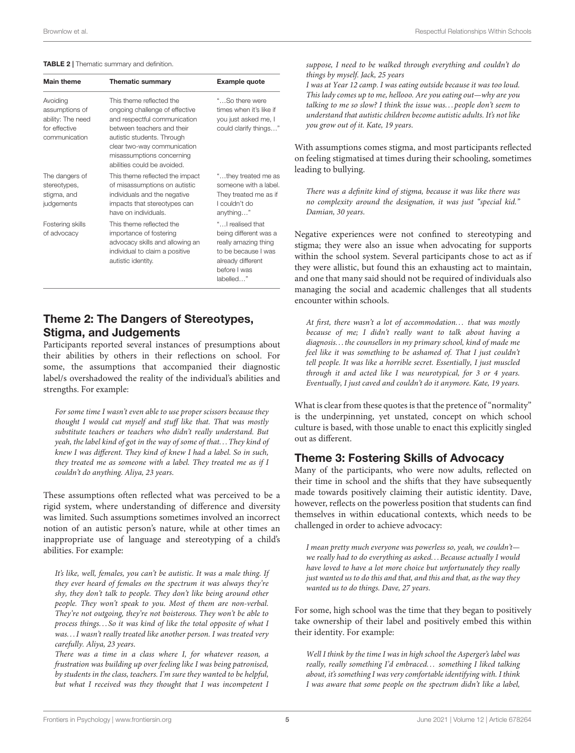**TABLE 2** | Thematic summary and definition.

| Main theme | Thematic summary | Example quote |
|---|---|---|
| Avoiding assumptions of ability: The need for effective communication | This theme reflected the ongoing challenge of effective and respectful communication between teachers and their autistic students. Through clear two-way communication misassumptions concerning abilities could be avoided. | "…So there were times when it's like if you just asked me, I could clarify things…" |
| The dangers of stereotypes, stigma, and judgements | This theme reflected the impact of misassumptions on autistic individuals and the negative impacts that stereotypes can have on individuals. | "…they treated me as someone with a label. They treated me as if I couldn't do anything…" |
| Fostering skills of advocacy | This theme reflected the importance of fostering advocacy skills and allowing an individual to claim a positive autistic identity. | "…I realised that being different was a really amazing thing to be because I was already different before I was labelled…" |

## Theme 2: The Dangers of Stereotypes, Stigma, and Judgements

Participants reported several instances of presumptions about their abilities by others in their reflections on school. For some, the assumptions that accompanied their diagnostic label/s overshadowed the reality of the individual's abilities and strengths. For example:

> *For some time I wasn't even able to use proper scissors because they thought I would cut myself and stuff like that. That was mostly substitute teachers or teachers who didn't really understand. But yeah, the label kind of got in the way of some of that… They kind of knew I was different. They kind of knew I had a label. So in such, they treated me as someone with a label. They treated me as if I couldn't do anything. Aliya, 23 years.*

These assumptions often reflected what was perceived to be a rigid system, where understanding of difference and diversity was limited. Such assumptions sometimes involved an incorrect notion of an autistic person's nature, while at other times an inappropriate use of language and stereotyping of a child's abilities. For example:

> *It's like, well, females, you can't be autistic. It was a male thing. If they ever heard of females on the spectrum it was always they're shy, they don't talk to people. They don't like being around other people. They won't speak to you. Most of them are non-verbal. They're not outgoing, they're not boisterous. They won't be able to process things… So it was kind of like the total opposite of what I was… I wasn't really treated like another person. I was treated very carefully. Aliya, 23 years.*
>
> *There was a time in a class where I, for whatever reason, a frustration was building up over feeling like I was being patronised, by students in the class, teachers. I'm sure they wanted to be helpful, but what I received was they thought that I was incompetent I suppose, I need to be walked through everything and couldn't do things by myself. Jack, 25 years*
>
> *I was at Year 12 camp. I was eating outside because it was too loud. This lady comes up to me, hellooo. Are you eating out—why are you talking to me so slow? I think the issue was… people don't seem to understand that autistic children become autistic adults. It's not like you grow out of it. Kate, 19 years.*

With assumptions comes stigma, and most participants reflected on feeling stigmatised at times during their schooling, sometimes leading to bullying.

> *There was a definite kind of stigma, because it was like there was no complexity around the designation, it was just "special kid." Damian, 30 years.*

Negative experiences were not confined to stereotyping and stigma; they were also an issue when advocating for supports within the school system. Several participants chose to act as if they were allistic, but found this an exhausting act to maintain, and one that many said should not be required of individuals also managing the social and academic challenges that all students encounter within schools.

> *At first, there wasn't a lot of accommodation… that was mostly because of me; I didn't really want to talk about having a diagnosis… the counsellors in my primary school, kind of made me feel like it was something to be ashamed of. That I just couldn't tell people. It was like a horrible secret. Essentially, I just muscled through it and acted like I was neurotypical, for 3 or 4 years. Eventually, I just caved and couldn't do it anymore. Kate, 19 years.*

What is clear from these quotes is that the pretence of "normality" is the underpinning, yet unstated, concept on which school culture is based, with those unable to enact this explicitly singled out as different.

## Theme 3: Fostering Skills of Advocacy

Many of the participants, who were now adults, reflected on their time in school and the shifts that they have subsequently made towards positively claiming their autistic identity. Dave, however, reflects on the powerless position that students can find themselves in within educational contexts, which needs to be challenged in order to achieve advocacy:

> *I mean pretty much everyone was powerless so, yeah, we couldn't—we really had to do everything as asked… Because actually I would have loved to have a lot more choice but unfortunately they really just wanted us to do this and that, and this and that, as the way they wanted us to do things. Dave, 27 years.*

For some, high school was the time that they began to positively take ownership of their label and positively embed this within their identity. For example:

> *Well I think by the time I was in high school the Asperger's label was really, really something I'd embraced… something I liked talking about, it's something I was very comfortable identifying with. I think I was aware that some people on the spectrum didn't like a label,*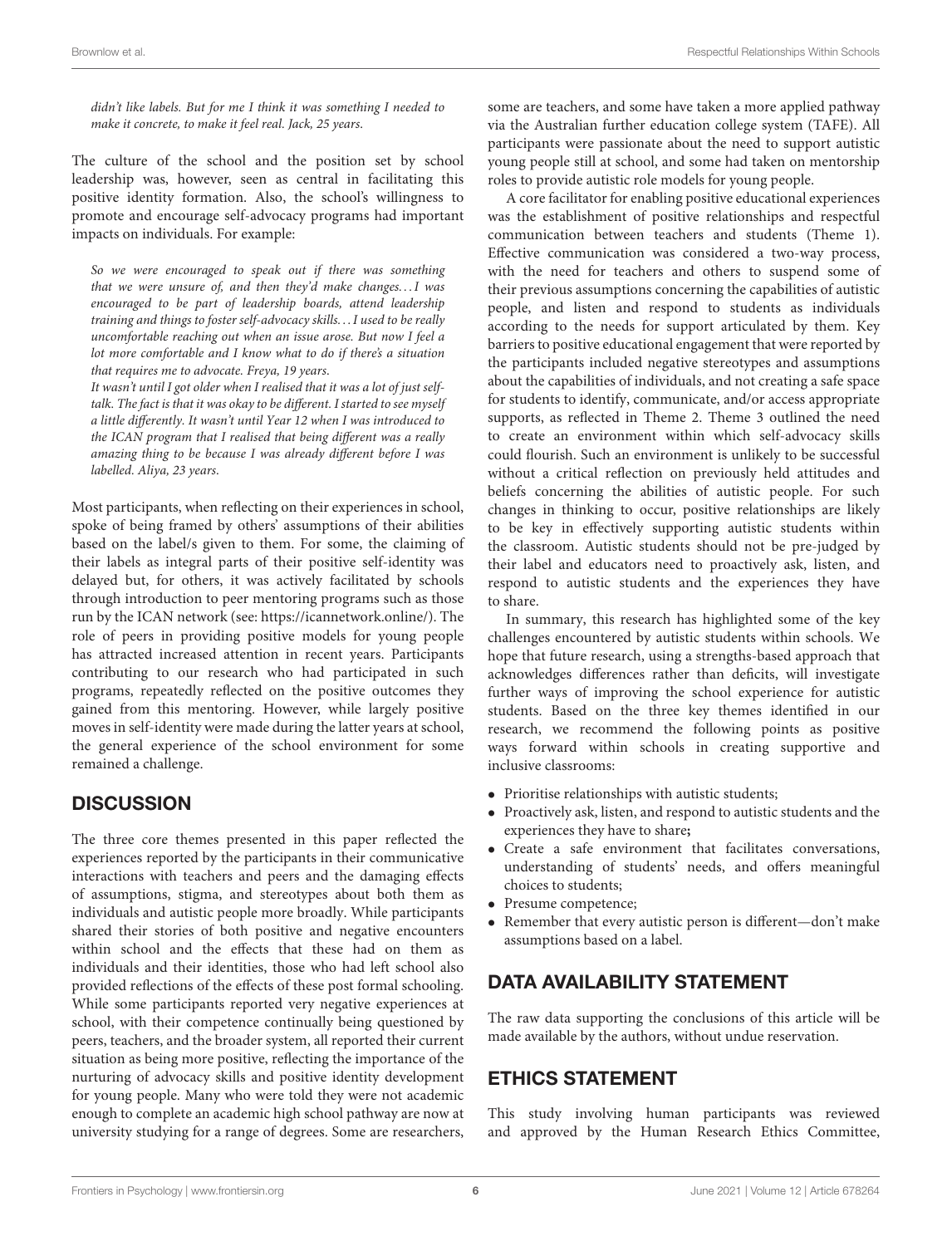*didn't like labels. But for me I think it was something I needed to make it concrete, to make it feel real. Jack, 25 years.*

The culture of the school and the position set by school leadership was, however, seen as central in facilitating this positive identity formation. Also, the school's willingness to promote and encourage self-advocacy programs had important impacts on individuals. For example:

*So we were encouraged to speak out if there was something that we were unsure of, and then they'd make changes…I was encouraged to be part of leadership boards, attend leadership training and things to foster self-advocacy skills…I used to be really uncomfortable reaching out when an issue arose. But now I feel a lot more comfortable and I know what to do if there's a situation that requires me to advocate. Freya, 19 years.*

*It wasn't until I got older when I realised that it was a lot of just self-talk. The fact is that it was okay to be different. I started to see myself a little differently. It wasn't until Year 12 when I was introduced to the ICAN program that I realised that being different was a really amazing thing to be because I was already different before I was labelled. Aliya, 23 years.*

Most participants, when reflecting on their experiences in school, spoke of being framed by others' assumptions of their abilities based on the label/s given to them. For some, the claiming of their labels as integral parts of their positive self-identity was delayed but, for others, it was actively facilitated by schools through introduction to peer mentoring programs such as those run by the ICAN network (see: https://icannetwork.online/). The role of peers in providing positive models for young people has attracted increased attention in recent years. Participants contributing to our research who had participated in such programs, repeatedly reflected on the positive outcomes they gained from this mentoring. However, while largely positive moves in self-identity were made during the latter years at school, the general experience of the school environment for some remained a challenge.

## DISCUSSION

The three core themes presented in this paper reflected the experiences reported by the participants in their communicative interactions with teachers and peers and the damaging effects of assumptions, stigma, and stereotypes about both them as individuals and autistic people more broadly. While participants shared their stories of both positive and negative encounters within school and the effects that these had on them as individuals and their identities, those who had left school also provided reflections of the effects of these post formal schooling. While some participants reported very negative experiences at school, with their competence continually being questioned by peers, teachers, and the broader system, all reported their current situation as being more positive, reflecting the importance of the nurturing of advocacy skills and positive identity development for young people. Many who were told they were not academic enough to complete an academic high school pathway are now at university studying for a range of degrees. Some are researchers, some are teachers, and some have taken a more applied pathway via the Australian further education college system (TAFE). All participants were passionate about the need to support autistic young people still at school, and some had taken on mentorship roles to provide autistic role models for young people.

A core facilitator for enabling positive educational experiences was the establishment of positive relationships and respectful communication between teachers and students (Theme 1). Effective communication was considered a two-way process, with the need for teachers and others to suspend some of their previous assumptions concerning the capabilities of autistic people, and listen and respond to students as individuals according to the needs for support articulated by them. Key barriers to positive educational engagement that were reported by the participants included negative stereotypes and assumptions about the capabilities of individuals, and not creating a safe space for students to identify, communicate, and/or access appropriate supports, as reflected in Theme 2. Theme 3 outlined the need to create an environment within which self-advocacy skills could flourish. Such an environment is unlikely to be successful without a critical reflection on previously held attitudes and beliefs concerning the abilities of autistic people. For such changes in thinking to occur, positive relationships are likely to be key in effectively supporting autistic students within the classroom. Autistic students should not be pre-judged by their label and educators need to proactively ask, listen, and respond to autistic students and the experiences they have to share.

In summary, this research has highlighted some of the key challenges encountered by autistic students within schools. We hope that future research, using a strengths-based approach that acknowledges differences rather than deficits, will investigate further ways of improving the school experience for autistic students. Based on the three key themes identified in our research, we recommend the following points as positive ways forward within schools in creating supportive and inclusive classrooms:

- Prioritise relationships with autistic students;
- Proactively ask, listen, and respond to autistic students and the experiences they have to share**;**
- Create a safe environment that facilitates conversations, understanding of students' needs, and offers meaningful choices to students;
- Presume competence;
- Remember that every autistic person is different—don't make assumptions based on a label.

## DATA AVAILABILITY STATEMENT

The raw data supporting the conclusions of this article will be made available by the authors, without undue reservation.

## ETHICS STATEMENT

This study involving human participants was reviewed and approved by the Human Research Ethics Committee,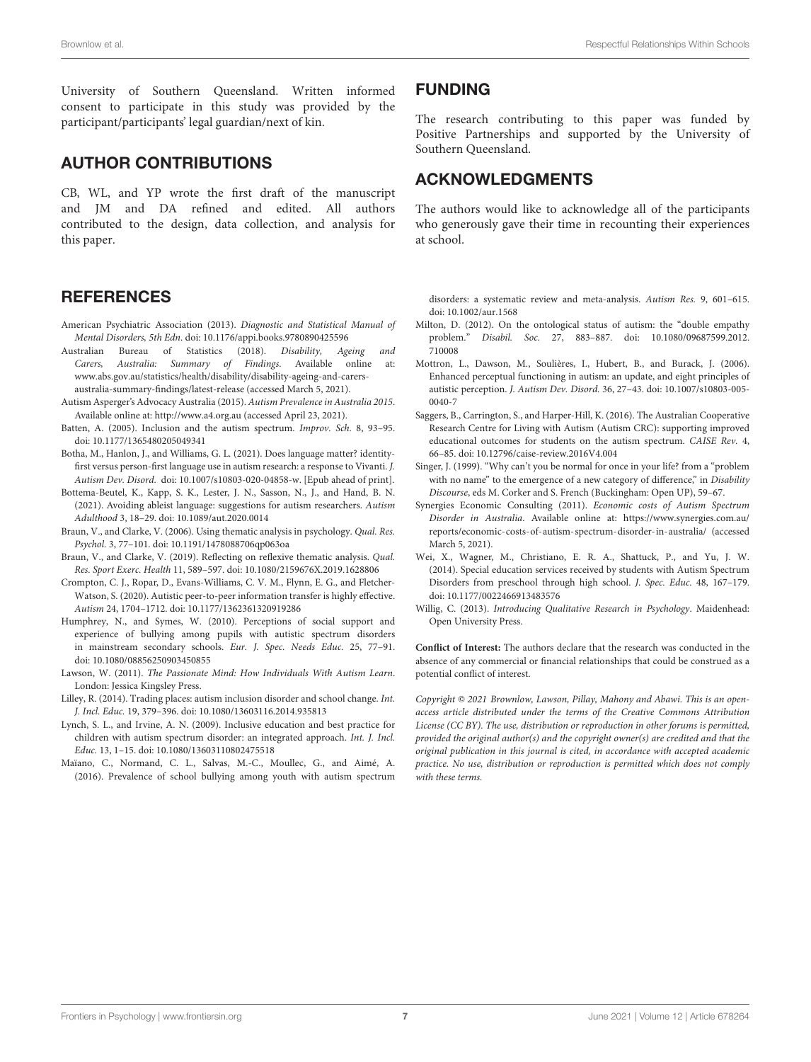University of Southern Queensland. Written informed consent to participate in this study was provided by the participant/participants' legal guardian/next of kin.

## AUTHOR CONTRIBUTIONS

CB, WL, and YP wrote the first draft of the manuscript and JM and DA refined and edited. All authors contributed to the design, data collection, and analysis for this paper.

## FUNDING

The research contributing to this paper was funded by Positive Partnerships and supported by the University of Southern Queensland.

## ACKNOWLEDGMENTS

The authors would like to acknowledge all of the participants who generously gave their time in recounting their experiences at school.

## REFERENCES

American Psychiatric Association (2013). *Diagnostic and Statistical Manual of Mental Disorders, 5th Edn*. doi: 10.1176/appi.books.9780890425596

Australian Bureau of Statistics (2018). *Disability, Ageing and Carers, Australia: Summary of Findings*. Available online at: www.abs.gov.au/statistics/health/disability/disability-ageing-and-carers-australia-summary-findings/latest-release (accessed March 5, 2021).

Autism Asperger's Advocacy Australia (2015). *Autism Prevalence in Australia 2015*. Available online at: http://www.a4.org.au (accessed April 23, 2021).

Batten, A. (2005). Inclusion and the autism spectrum. *Improv. Sch.* 8, 93–95. doi: 10.1177/1365480205049341

Botha, M., Hanlon, J., and Williams, G. L. (2021). Does language matter? identity-first versus person-first language use in autism research: a response to Vivanti. *J. Autism Dev. Disord.* doi: 10.1007/s10803-020-04858-w. [Epub ahead of print].

Bottema-Beutel, K., Kapp, S. K., Lester, J. N., Sasson, N., J., and Hand, B. N. (2021). Avoiding ableist language: suggestions for autism researchers. *Autism Adulthood* 3, 18–29. doi: 10.1089/aut.2020.0014

Braun, V., and Clarke, V. (2006). Using thematic analysis in psychology. *Qual. Res. Psychol.* 3, 77–101. doi: 10.1191/1478088706qp063oa

Braun, V., and Clarke, V. (2019). Reflecting on reflexive thematic analysis. *Qual. Res. Sport Exerc. Health* 11, 589–597. doi: 10.1080/2159676X.2019.1628806

Crompton, C. J., Ropar, D., Evans-Williams, C. V. M., Flynn, E. G., and Fletcher-Watson, S. (2020). Autistic peer-to-peer information transfer is highly effective. *Autism* 24, 1704–1712. doi: 10.1177/1362361320919286

Humphrey, N., and Symes, W. (2010). Perceptions of social support and experience of bullying among pupils with autistic spectrum disorders in mainstream secondary schools. *Eur. J. Spec. Needs Educ.* 25, 77–91. doi: 10.1080/08856250903450855

Lawson, W. (2011). *The Passionate Mind: How Individuals With Autism Learn*. London: Jessica Kingsley Press.

Lilley, R. (2014). Trading places: autism inclusion disorder and school change. *Int. J. Incl. Educ.* 19, 379–396. doi: 10.1080/13603116.2014.935813

Lynch, S. L., and Irvine, A. N. (2009). Inclusive education and best practice for children with autism spectrum disorder: an integrated approach. *Int. J. Incl. Educ.* 13, 1–15. doi: 10.1080/13603110802475518

Maïano, C., Normand, C. L., Salvas, M.-C., Moullec, G., and Aimé, A. (2016). Prevalence of school bullying among youth with autism spectrum disorders: a systematic review and meta-analysis. *Autism Res.* 9, 601–615. doi: 10.1002/aur.1568

Milton, D. (2012). On the ontological status of autism: the "double empathy problem." *Disabil. Soc.* 27, 883–887. doi: 10.1080/09687599.2012.710008

Mottron, L., Dawson, M., Soulières, I., Hubert, B., and Burack, J. (2006). Enhanced perceptual functioning in autism: an update, and eight principles of autistic perception. *J. Autism Dev. Disord.* 36, 27–43. doi: 10.1007/s10803-005-0040-7

Saggers, B., Carrington, S., and Harper-Hill, K. (2016). The Australian Cooperative Research Centre for Living with Autism (Autism CRC): supporting improved educational outcomes for students on the autism spectrum. *CAISE Rev.* 4, 66–85. doi: 10.12796/caise-review.2016V4.004

Singer, J. (1999). "Why can't you be normal for once in your life? from a "problem with no name" to the emergence of a new category of difference," in *Disability Discourse*, eds M. Corker and S. French (Buckingham: Open UP), 59–67.

Synergies Economic Consulting (2011). *Economic costs of Autism Spectrum Disorder in Australia*. Available online at: https://www.synergies.com.au/reports/economic-costs-of-autism-spectrum-disorder-in-australia/ (accessed March 5, 2021).

Wei, X., Wagner, M., Christiano, E. R. A., Shattuck, P., and Yu, J. W. (2014). Special education services received by students with Autism Spectrum Disorders from preschool through high school. *J. Spec. Educ.* 48, 167–179. doi: 10.1177/0022466913483576

Willig, C. (2013). *Introducing Qualitative Research in Psychology*. Maidenhead: Open University Press.

**Conflict of Interest:** The authors declare that the research was conducted in the absence of any commercial or financial relationships that could be construed as a potential conflict of interest.

*Copyright © 2021 Brownlow, Lawson, Pillay, Mahony and Abawi. This is an open-access article distributed under the terms of the Creative Commons Attribution License (CC BY). The use, distribution or reproduction in other forums is permitted, provided the original author(s) and the copyright owner(s) are credited and that the original publication in this journal is cited, in accordance with accepted academic practice. No use, distribution or reproduction is permitted which does not comply with these terms.*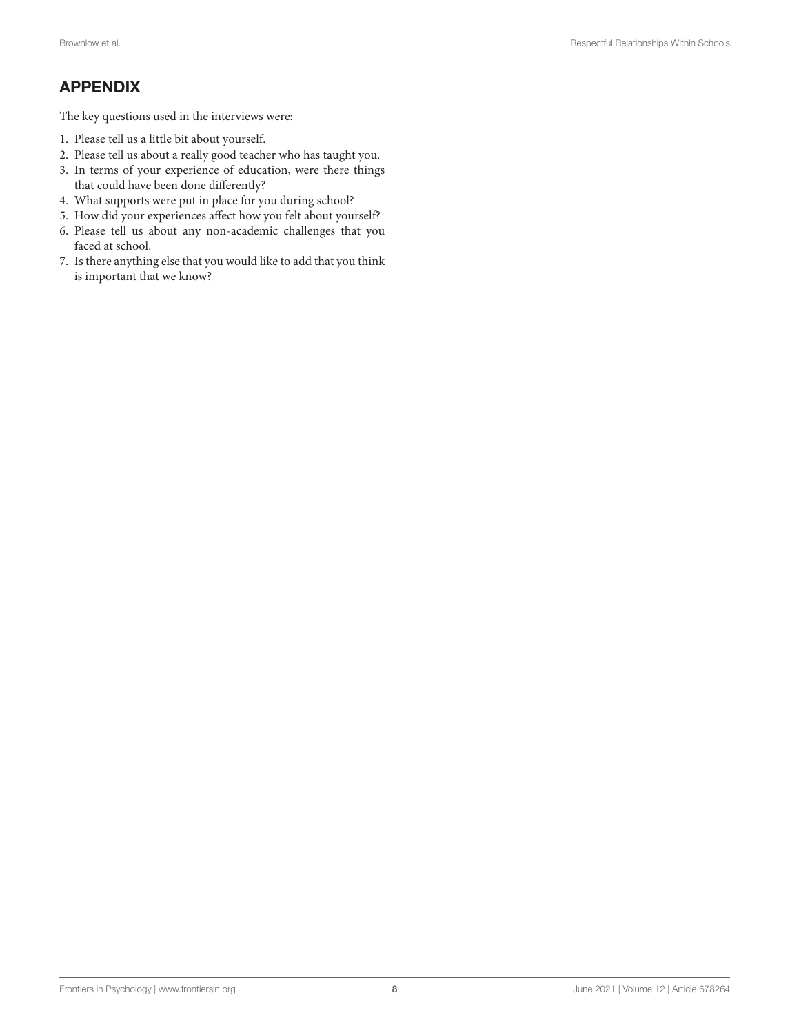## APPENDIX

The key questions used in the interviews were:

1. Please tell us a little bit about yourself.
2. Please tell us about a really good teacher who has taught you.
3. In terms of your experience of education, were there things that could have been done differently?
4. What supports were put in place for you during school?
5. How did your experiences affect how you felt about yourself?
6. Please tell us about any non-academic challenges that you faced at school.
7. Is there anything else that you would like to add that you think is important that we know?